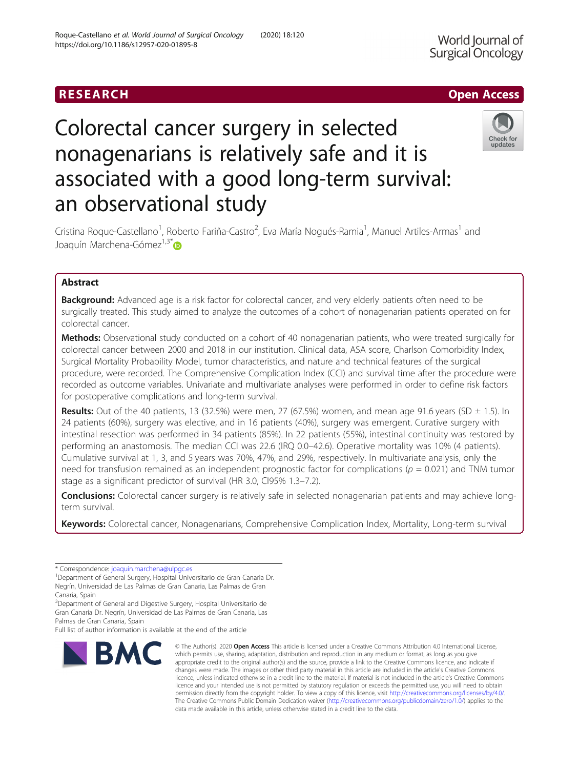RESEARCH

Open Access

# Colorectal cancer surgery in selected nonagenarians is relatively safe and it is associated with a good long-term survival: an observational study

Cristina Roque-Castellano[1], Roberto Fariña-Castro[2], Eva María Nogués-Ramia[1], Manuel Artiles-Armas[1] and Joaquín Marchena-Gómez[1,3*]

## Abstract

**Background:** Advanced age is a risk factor for colorectal cancer, and very elderly patients often need to be surgically treated. This study aimed to analyze the outcomes of a cohort of nonagenarian patients operated on for colorectal cancer.

**Methods:** Observational study conducted on a cohort of 40 nonagenarian patients, who were treated surgically for colorectal cancer between 2000 and 2018 in our institution. Clinical data, ASA score, Charlson Comorbidity Index, Surgical Mortality Probability Model, tumor characteristics, and nature and technical features of the surgical procedure, were recorded. The Comprehensive Complication Index (CCI) and survival time after the procedure were recorded as outcome variables. Univariate and multivariate analyses were performed in order to define risk factors for postoperative complications and long-term survival.

**Results:** Out of the 40 patients, 13 (32.5%) were men, 27 (67.5%) women, and mean age 91.6 years (SD ± 1.5). In 24 patients (60%), surgery was elective, and in 16 patients (40%), surgery was emergent. Curative surgery with intestinal resection was performed in 34 patients (85%). In 22 patients (55%), intestinal continuity was restored by performing an anastomosis. The median CCI was 22.6 (IRQ 0.0–42.6). Operative mortality was 10% (4 patients). Cumulative survival at 1, 3, and 5 years was 70%, 47%, and 29%, respectively. In multivariate analysis, only the need for transfusion remained as an independent prognostic factor for complications ($p = 0.021$) and TNM tumor stage as a significant predictor of survival (HR 3.0, CI95% 1.3–7.2).

**Conclusions:** Colorectal cancer surgery is relatively safe in selected nonagenarian patients and may achieve long-term survival.

**Keywords:** Colorectal cancer, Nonagenarians, Comprehensive Complication Index, Mortality, Long-term survival

---

\* Correspondence: joaquin.marchena@ulpgc.es

[1]Department of General Surgery, Hospital Universitario de Gran Canaria Dr. Negrín, Universidad de Las Palmas de Gran Canaria, Las Palmas de Gran Canaria, Spain

[3]Department of General and Digestive Surgery, Hospital Universitario de Gran Canaria Dr. Negrín, Universidad de Las Palmas de Gran Canaria, Las Palmas de Gran Canaria, Spain

Full list of author information is available at the end of the article

© The Author(s). 2020 **Open Access** This article is licensed under a Creative Commons Attribution 4.0 International License, which permits use, sharing, adaptation, distribution and reproduction in any medium or format, as long as you give appropriate credit to the original author(s) and the source, provide a link to the Creative Commons licence, and indicate if changes were made. The images or other third party material in this article are included in the article's Creative Commons licence, unless indicated otherwise in a credit line to the material. If material is not included in the article's Creative Commons licence and your intended use is not permitted by statutory regulation or exceeds the permitted use, you will need to obtain permission directly from the copyright holder. To view a copy of this licence, visit http://creativecommons.org/licenses/by/4.0/. The Creative Commons Public Domain Dedication waiver (http://creativecommons.org/publicdomain/zero/1.0/) applies to the data made available in this article, unless otherwise stated in a credit line to the data.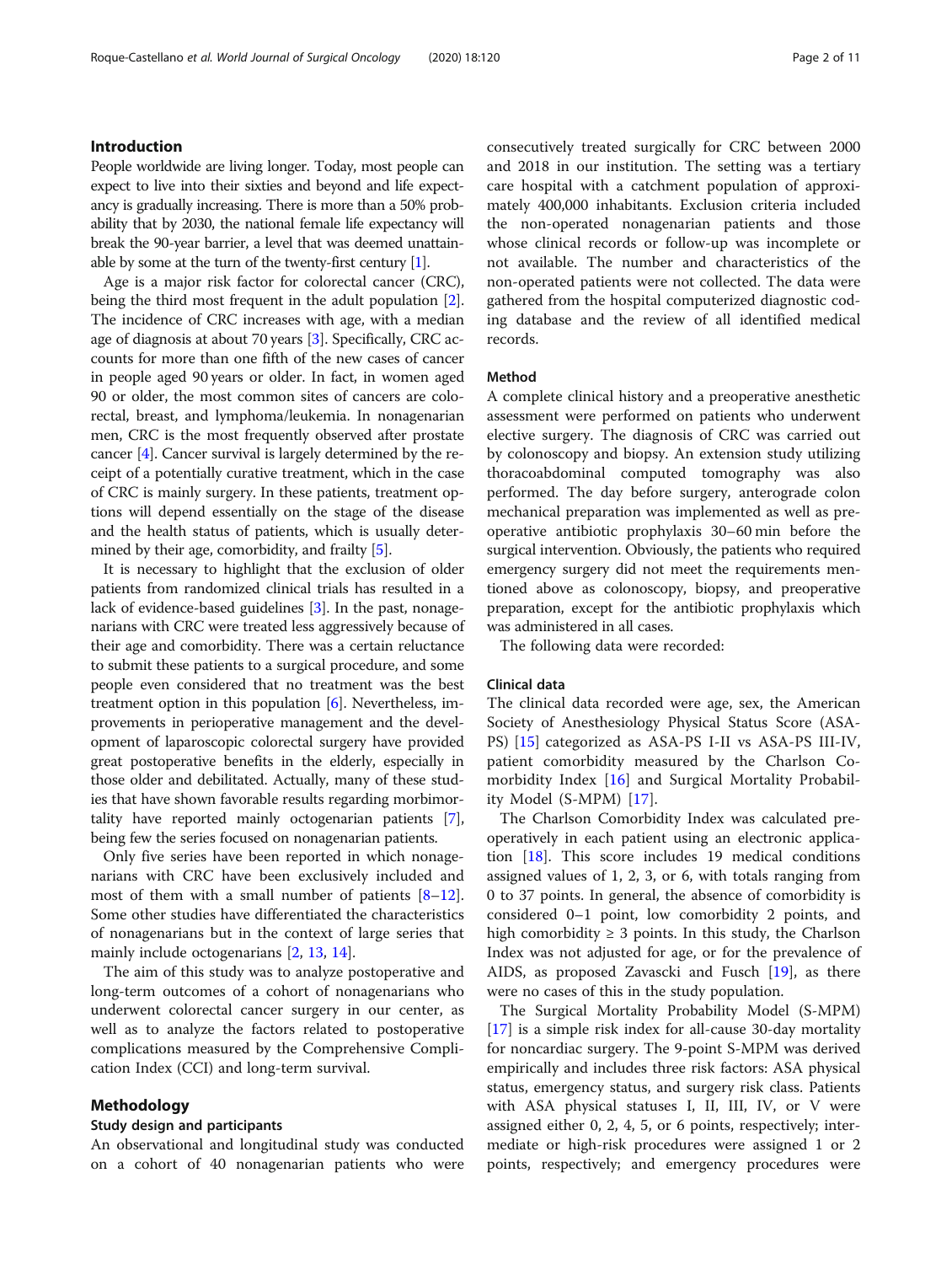## Introduction

People worldwide are living longer. Today, most people can expect to live into their sixties and beyond and life expectancy is gradually increasing. There is more than a 50% probability that by 2030, the national female life expectancy will break the 90-year barrier, a level that was deemed unattainable by some at the turn of the twenty-first century [1].

Age is a major risk factor for colorectal cancer (CRC), being the third most frequent in the adult population [2]. The incidence of CRC increases with age, with a median age of diagnosis at about 70 years [3]. Specifically, CRC accounts for more than one fifth of the new cases of cancer in people aged 90 years or older. In fact, in women aged 90 or older, the most common sites of cancers are colorectal, breast, and lymphoma/leukemia. In nonagenarian men, CRC is the most frequently observed after prostate cancer [4]. Cancer survival is largely determined by the receipt of a potentially curative treatment, which in the case of CRC is mainly surgery. In these patients, treatment options will depend essentially on the stage of the disease and the health status of patients, which is usually determined by their age, comorbidity, and frailty [5].

It is necessary to highlight that the exclusion of older patients from randomized clinical trials has resulted in a lack of evidence-based guidelines [3]. In the past, nonagenarians with CRC were treated less aggressively because of their age and comorbidity. There was a certain reluctance to submit these patients to a surgical procedure, and some people even considered that no treatment was the best treatment option in this population [6]. Nevertheless, improvements in perioperative management and the development of laparoscopic colorectal surgery have provided great postoperative benefits in the elderly, especially in those older and debilitated. Actually, many of these studies that have shown favorable results regarding morbimortality have reported mainly octogenarian patients [7], being few the series focused on nonagenarian patients.

Only five series have been reported in which nonagenarians with CRC have been exclusively included and most of them with a small number of patients [8–12]. Some other studies have differentiated the characteristics of nonagenarians but in the context of large series that mainly include octogenarians [2, 13, 14].

The aim of this study was to analyze postoperative and long-term outcomes of a cohort of nonagenarians who underwent colorectal cancer surgery in our center, as well as to analyze the factors related to postoperative complications measured by the Comprehensive Complication Index (CCI) and long-term survival.

## Methodology

### Study design and participants

An observational and longitudinal study was conducted on a cohort of 40 nonagenarian patients who were consecutively treated surgically for CRC between 2000 and 2018 in our institution. The setting was a tertiary care hospital with a catchment population of approximately 400,000 inhabitants. Exclusion criteria included the non-operated nonagenarian patients and those whose clinical records or follow-up was incomplete or not available. The number and characteristics of the non-operated patients were not collected. The data were gathered from the hospital computerized diagnostic coding database and the review of all identified medical records.

### Method

A complete clinical history and a preoperative anesthetic assessment were performed on patients who underwent elective surgery. The diagnosis of CRC was carried out by colonoscopy and biopsy. An extension study utilizing thoracoabdominal computed tomography was also performed. The day before surgery, anterograde colon mechanical preparation was implemented as well as preoperative antibiotic prophylaxis 30–60 min before the surgical intervention. Obviously, the patients who required emergency surgery did not meet the requirements mentioned above as colonoscopy, biopsy, and preoperative preparation, except for the antibiotic prophylaxis which was administered in all cases.

The following data were recorded:

### Clinical data

The clinical data recorded were age, sex, the American Society of Anesthesiology Physical Status Score (ASA-PS) [15] categorized as ASA-PS I-II vs ASA-PS III-IV, patient comorbidity measured by the Charlson Comorbidity Index [16] and Surgical Mortality Probability Model (S-MPM) [17].

The Charlson Comorbidity Index was calculated preoperatively in each patient using an electronic application [18]. This score includes 19 medical conditions assigned values of 1, 2, 3, or 6, with totals ranging from 0 to 37 points. In general, the absence of comorbidity is considered 0–1 point, low comorbidity 2 points, and high comorbidity ≥ 3 points. In this study, the Charlson Index was not adjusted for age, or for the prevalence of AIDS, as proposed Zavascki and Fusch [19], as there were no cases of this in the study population.

The Surgical Mortality Probability Model (S-MPM) [17] is a simple risk index for all-cause 30-day mortality for noncardiac surgery. The 9-point S-MPM was derived empirically and includes three risk factors: ASA physical status, emergency status, and surgery risk class. Patients with ASA physical statuses I, II, III, IV, or V were assigned either 0, 2, 4, 5, or 6 points, respectively; intermediate or high-risk procedures were assigned 1 or 2 points, respectively; and emergency procedures were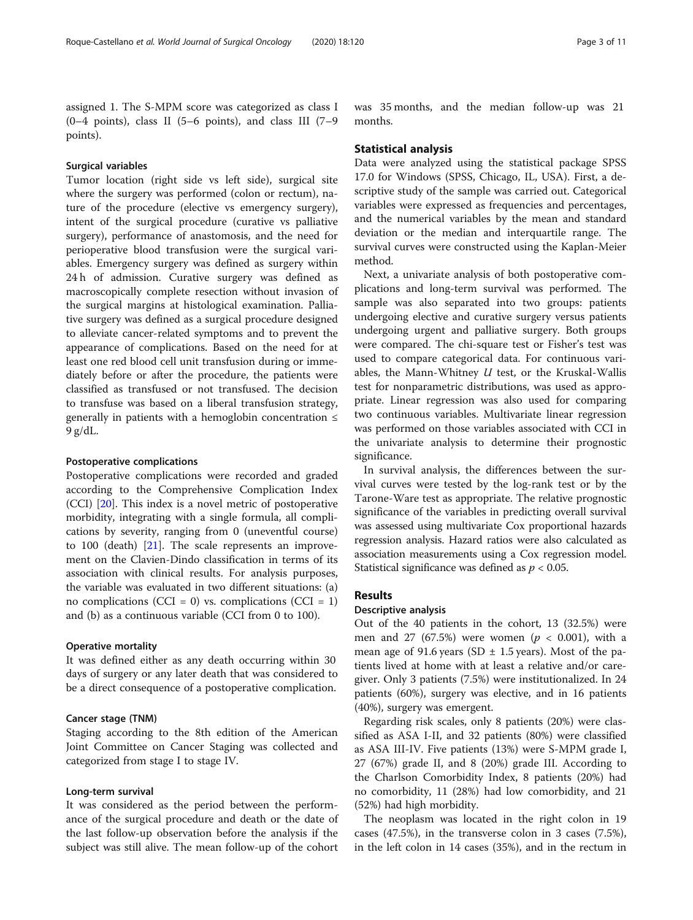assigned 1. The S-MPM score was categorized as class I (0–4 points), class II (5–6 points), and class III (7–9 points).

#### Surgical variables

Tumor location (right side vs left side), surgical site where the surgery was performed (colon or rectum), nature of the procedure (elective vs emergency surgery), intent of the surgical procedure (curative vs palliative surgery), performance of anastomosis, and the need for perioperative blood transfusion were the surgical variables. Emergency surgery was defined as surgery within 24 h of admission. Curative surgery was defined as macroscopically complete resection without invasion of the surgical margins at histological examination. Palliative surgery was defined as a surgical procedure designed to alleviate cancer-related symptoms and to prevent the appearance of complications. Based on the need for at least one red blood cell unit transfusion during or immediately before or after the procedure, the patients were classified as transfused or not transfused. The decision to transfuse was based on a liberal transfusion strategy, generally in patients with a hemoglobin concentration ≤ 9 g/dL.

#### Postoperative complications

Postoperative complications were recorded and graded according to the Comprehensive Complication Index (CCI) [20]. This index is a novel metric of postoperative morbidity, integrating with a single formula, all complications by severity, ranging from 0 (uneventful course) to 100 (death) [21]. The scale represents an improvement on the Clavien-Dindo classification in terms of its association with clinical results. For analysis purposes, the variable was evaluated in two different situations: (a) no complications (CCI = 0) vs. complications (CCI = 1) and (b) as a continuous variable (CCI from 0 to 100).

#### Operative mortality

It was defined either as any death occurring within 30 days of surgery or any later death that was considered to be a direct consequence of a postoperative complication.

#### Cancer stage (TNM)

Staging according to the 8th edition of the American Joint Committee on Cancer Staging was collected and categorized from stage I to stage IV.

#### Long-term survival

It was considered as the period between the performance of the surgical procedure and death or the date of the last follow-up observation before the analysis if the subject was still alive. The mean follow-up of the cohort was 35 months, and the median follow-up was 21 months.

### Statistical analysis

Data were analyzed using the statistical package SPSS 17.0 for Windows (SPSS, Chicago, IL, USA). First, a descriptive study of the sample was carried out. Categorical variables were expressed as frequencies and percentages, and the numerical variables by the mean and standard deviation or the median and interquartile range. The survival curves were constructed using the Kaplan-Meier method.

Next, a univariate analysis of both postoperative complications and long-term survival was performed. The sample was also separated into two groups: patients undergoing elective and curative surgery versus patients undergoing urgent and palliative surgery. Both groups were compared. The chi-square test or Fisher's test was used to compare categorical data. For continuous variables, the Mann-Whitney *U* test, or the Kruskal-Wallis test for nonparametric distributions, was used as appropriate. Linear regression was also used for comparing two continuous variables. Multivariate linear regression was performed on those variables associated with CCI in the univariate analysis to determine their prognostic significance.

In survival analysis, the differences between the survival curves were tested by the log-rank test or by the Tarone-Ware test as appropriate. The relative prognostic significance of the variables in predicting overall survival was assessed using multivariate Cox proportional hazards regression analysis. Hazard ratios were also calculated as association measurements using a Cox regression model. Statistical significance was defined as $p < 0.05$.

## Results

### Descriptive analysis

Out of the 40 patients in the cohort, 13 (32.5%) were men and 27 (67.5%) were women ($p < 0.001$), with a mean age of 91.6 years (SD ± 1.5 years). Most of the patients lived at home with at least a relative and/or caregiver. Only 3 patients (7.5%) were institutionalized. In 24 patients (60%), surgery was elective, and in 16 patients (40%), surgery was emergent.

Regarding risk scales, only 8 patients (20%) were classified as ASA I-II, and 32 patients (80%) were classified as ASA III-IV. Five patients (13%) were S-MPM grade I, 27 (67%) grade II, and 8 (20%) grade III. According to the Charlson Comorbidity Index, 8 patients (20%) had no comorbidity, 11 (28%) had low comorbidity, and 21 (52%) had high morbidity.

The neoplasm was located in the right colon in 19 cases (47.5%), in the transverse colon in 3 cases (7.5%), in the left colon in 14 cases (35%), and in the rectum in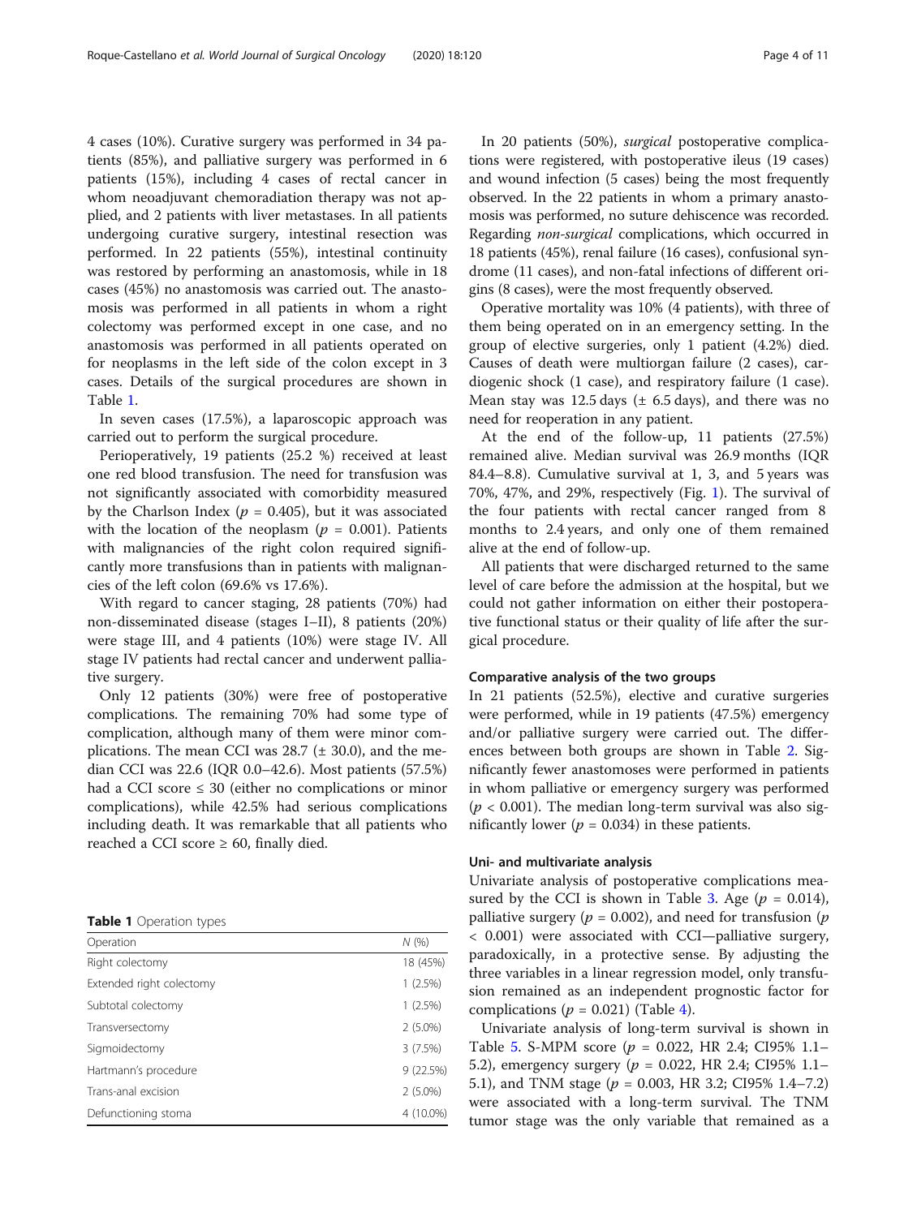4 cases (10%). Curative surgery was performed in 34 patients (85%), and palliative surgery was performed in 6 patients (15%), including 4 cases of rectal cancer in whom neoadjuvant chemoradiation therapy was not applied, and 2 patients with liver metastases. In all patients undergoing curative surgery, intestinal resection was performed. In 22 patients (55%), intestinal continuity was restored by performing an anastomosis, while in 18 cases (45%) no anastomosis was carried out. The anastomosis was performed in all patients in whom a right colectomy was performed except in one case, and no anastomosis was performed in all patients operated on for neoplasms in the left side of the colon except in 3 cases. Details of the surgical procedures are shown in Table 1.

In seven cases (17.5%), a laparoscopic approach was carried out to perform the surgical procedure.

Perioperatively, 19 patients (25.2 %) received at least one red blood transfusion. The need for transfusion was not significantly associated with comorbidity measured by the Charlson Index ($p$ = 0.405), but it was associated with the location of the neoplasm ($p$ = 0.001). Patients with malignancies of the right colon required significantly more transfusions than in patients with malignancies of the left colon (69.6% vs 17.6%).

With regard to cancer staging, 28 patients (70%) had non-disseminated disease (stages I–II), 8 patients (20%) were stage III, and 4 patients (10%) were stage IV. All stage IV patients had rectal cancer and underwent palliative surgery.

Only 12 patients (30%) were free of postoperative complications. The remaining 70% had some type of complication, although many of them were minor complications. The mean CCI was 28.7 (± 30.0), and the median CCI was 22.6 (IQR 0.0–42.6). Most patients (57.5%) had a CCI score ≤ 30 (either no complications or minor complications), while 42.5% had serious complications including death. It was remarkable that all patients who reached a CCI score ≥ 60, finally died.

**Table 1** Operation types

| Operation | N (%) |
|---|---|
| Right colectomy | 18 (45%) |
| Extended right colectomy | 1 (2.5%) |
| Subtotal colectomy | 1 (2.5%) |
| Transversectomy | 2 (5.0%) |
| Sigmoidectomy | 3 (7.5%) |
| Hartmann's procedure | 9 (22.5%) |
| Trans-anal excision | 2 (5.0%) |
| Defunctioning stoma | 4 (10.0%) |

In 20 patients (50%), *surgical* postoperative complications were registered, with postoperative ileus (19 cases) and wound infection (5 cases) being the most frequently observed. In the 22 patients in whom a primary anastomosis was performed, no suture dehiscence was recorded. Regarding *non-surgical* complications, which occurred in 18 patients (45%), renal failure (16 cases), confusional syndrome (11 cases), and non-fatal infections of different origins (8 cases), were the most frequently observed.

Operative mortality was 10% (4 patients), with three of them being operated on in an emergency setting. In the group of elective surgeries, only 1 patient (4.2%) died. Causes of death were multiorgan failure (2 cases), cardiogenic shock (1 case), and respiratory failure (1 case). Mean stay was 12.5 days (± 6.5 days), and there was no need for reoperation in any patient.

At the end of the follow-up, 11 patients (27.5%) remained alive. Median survival was 26.9 months (IQR 84.4–8.8). Cumulative survival at 1, 3, and 5 years was 70%, 47%, and 29%, respectively (Fig. 1). The survival of the four patients with rectal cancer ranged from 8 months to 2.4 years, and only one of them remained alive at the end of follow-up.

All patients that were discharged returned to the same level of care before the admission at the hospital, but we could not gather information on either their postoperative functional status or their quality of life after the surgical procedure.

### Comparative analysis of the two groups

In 21 patients (52.5%), elective and curative surgeries were performed, while in 19 patients (47.5%) emergency and/or palliative surgery were carried out. The differences between both groups are shown in Table 2. Significantly fewer anastomoses were performed in patients in whom palliative or emergency surgery was performed ($p$ < 0.001). The median long-term survival was also significantly lower ($p$ = 0.034) in these patients.

### Uni- and multivariate analysis

Univariate analysis of postoperative complications measured by the CCI is shown in Table 3. Age ($p$ = 0.014), palliative surgery ($p$ = 0.002), and need for transfusion ($p$ < 0.001) were associated with CCI—palliative surgery, paradoxically, in a protective sense. By adjusting the three variables in a linear regression model, only transfusion remained as an independent prognostic factor for complications ($p$ = 0.021) (Table 4).

Univariate analysis of long-term survival is shown in Table 5. S-MPM score ($p$ = 0.022, HR 2.4; CI95% 1.1–5.2), emergency surgery ($p$ = 0.022, HR 2.4; CI95% 1.1–5.1), and TNM stage ($p$ = 0.003, HR 3.2; CI95% 1.4–7.2) were associated with a long-term survival. The TNM tumor stage was the only variable that remained as a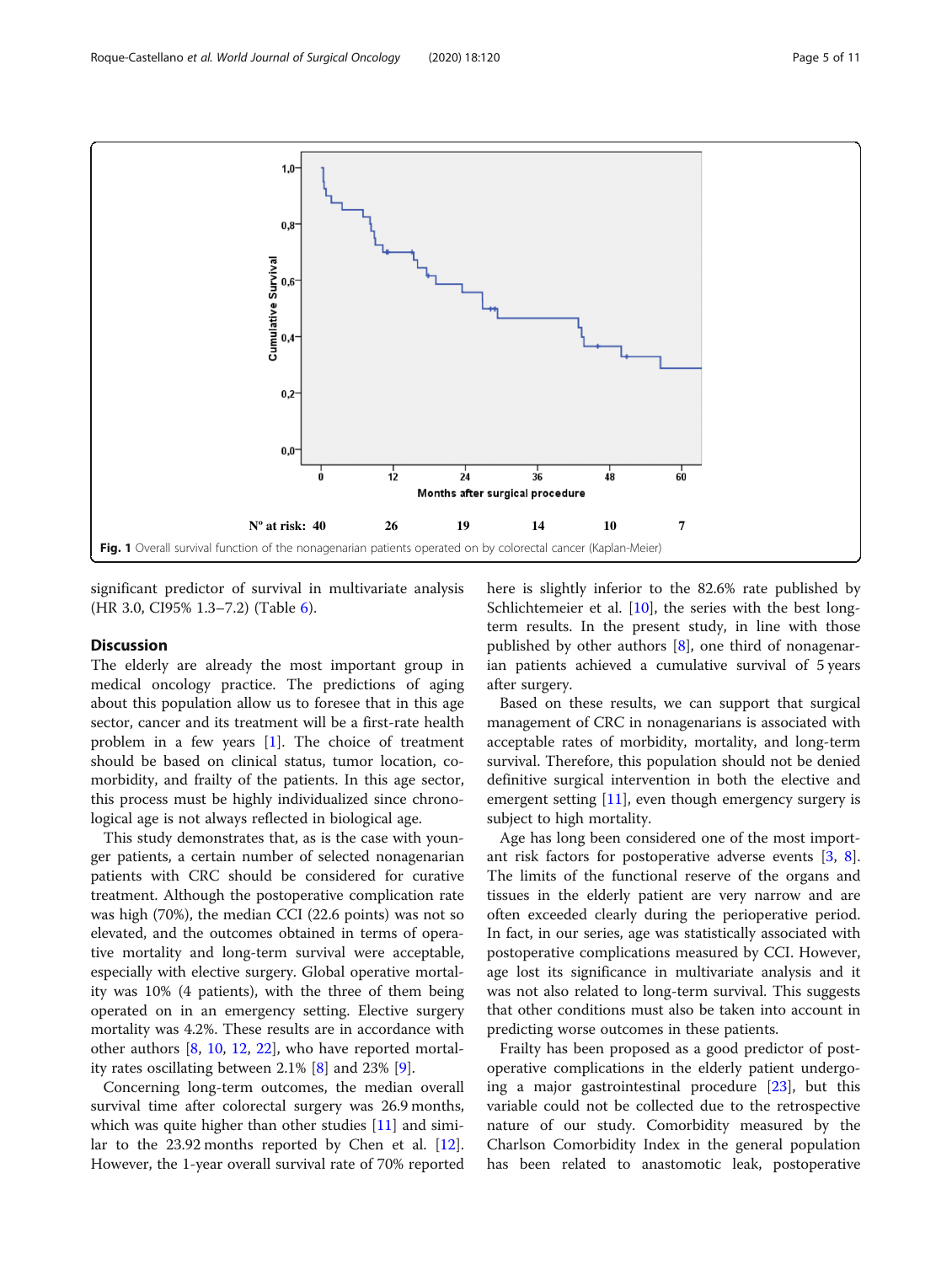Fig. 1 Overall survival function of the nonagenarian patients operated on by colorectal cancer (Kaplan-Meier)

significant predictor of survival in multivariate analysis (HR 3.0, CI95% 1.3–7.2) (Table 6).

## Discussion

The elderly are already the most important group in medical oncology practice. The predictions of aging about this population allow us to foresee that in this age sector, cancer and its treatment will be a first-rate health problem in a few years [1]. The choice of treatment should be based on clinical status, tumor location, comorbidity, and frailty of the patients. In this age sector, this process must be highly individualized since chronological age is not always reflected in biological age.

This study demonstrates that, as is the case with younger patients, a certain number of selected nonagenarian patients with CRC should be considered for curative treatment. Although the postoperative complication rate was high (70%), the median CCI (22.6 points) was not so elevated, and the outcomes obtained in terms of operative mortality and long-term survival were acceptable, especially with elective surgery. Global operative mortality was 10% (4 patients), with the three of them being operated on in an emergency setting. Elective surgery mortality was 4.2%. These results are in accordance with other authors [8, 10, 12, 22], who have reported mortality rates oscillating between 2.1% [8] and 23% [9].

Concerning long-term outcomes, the median overall survival time after colorectal surgery was 26.9 months, which was quite higher than other studies [11] and similar to the 23.92 months reported by Chen et al. [12]. However, the 1-year overall survival rate of 70% reported here is slightly inferior to the 82.6% rate published by Schlichtemeier et al. [10], the series with the best long-term results. In the present study, in line with those published by other authors [8], one third of nonagenarian patients achieved a cumulative survival of 5 years after surgery.

Based on these results, we can support that surgical management of CRC in nonagenarians is associated with acceptable rates of morbidity, mortality, and long-term survival. Therefore, this population should not be denied definitive surgical intervention in both the elective and emergent setting [11], even though emergency surgery is subject to high mortality.

Age has long been considered one of the most important risk factors for postoperative adverse events [3, 8]. The limits of the functional reserve of the organs and tissues in the elderly patient are very narrow and are often exceeded clearly during the perioperative period. In fact, in our series, age was statistically associated with postoperative complications measured by CCI. However, age lost its significance in multivariate analysis and it was not also related to long-term survival. This suggests that other conditions must also be taken into account in predicting worse outcomes in these patients.

Frailty has been proposed as a good predictor of postoperative complications in the elderly patient undergoing a major gastrointestinal procedure [23], but this variable could not be collected due to the retrospective nature of our study. Comorbidity measured by the Charlson Comorbidity Index in the general population has been related to anastomotic leak, postoperative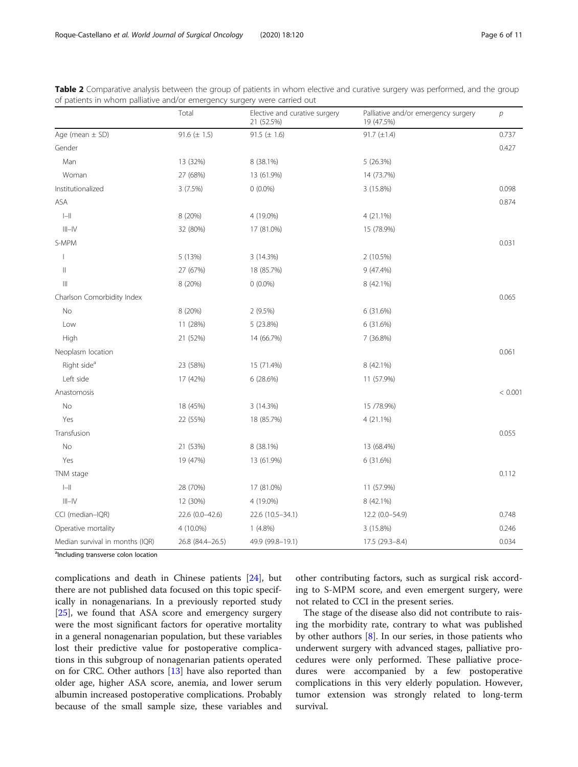**Table 2** Comparative analysis between the group of patients in whom elective and curative surgery was performed, and the group of patients in whom palliative and/or emergency surgery were carried out

| | Total | Elective and curative surgery 21 (52.5%) | Palliative and/or emergency surgery 19 (47.5%) | $p$ |
|---|---|---|---|---|
| Age (mean ± SD) | 91.6 (± 1.5) | 91.5 (± 1.6) | 91.7 (±1.4) | 0.737 |
| Gender | | | | 0.427 |
| Man | 13 (32%) | 8 (38.1%) | 5 (26.3%) | |
| Woman | 27 (68%) | 13 (61.9%) | 14 (73.7%) | |
| Institutionalized | 3 (7.5%) | 0 (0.0%) | 3 (15.8%) | 0.098 |
| ASA | | | | 0.874 |
| I–II | 8 (20%) | 4 (19.0%) | 4 (21.1%) | |
| III–IV | 32 (80%) | 17 (81.0%) | 15 (78.9%) | |
| S-MPM | | | | 0.031 |
| I | 5 (13%) | 3 (14.3%) | 2 (10.5%) | |
| II | 27 (67%) | 18 (85.7%) | 9 (47.4%) | |
| III | 8 (20%) | 0 (0.0%) | 8 (42.1%) | |
| Charlson Comorbidity Index | | | | 0.065 |
| No | 8 (20%) | 2 (9.5%) | 6 (31.6%) | |
| Low | 11 (28%) | 5 (23.8%) | 6 (31.6%) | |
| High | 21 (52%) | 14 (66.7%) | 7 (36.8%) | |
| Neoplasm location | | | | 0.061 |
| Right side[a] | 23 (58%) | 15 (71.4%) | 8 (42.1%) | |
| Left side | 17 (42%) | 6 (28.6%) | 11 (57.9%) | |
| Anastomosis | | | | < 0.001 |
| No | 18 (45%) | 3 (14.3%) | 15 /78.9%) | |
| Yes | 22 (55%) | 18 (85.7%) | 4 (21.1%) | |
| Transfusion | | | | 0.055 |
| No | 21 (53%) | 8 (38.1%) | 13 (68.4%) | |
| Yes | 19 (47%) | 13 (61.9%) | 6 (31.6%) | |
| TNM stage | | | | 0.112 |
| I–II | 28 (70%) | 17 (81.0%) | 11 (57.9%) | |
| III–IV | 12 (30%) | 4 (19.0%) | 8 (42.1%) | |
| CCI (median–IQR) | 22.6 (0.0–42.6) | 22.6 (10.5–34.1) | 12.2 (0.0–54.9) | 0.748 |
| Operative mortality | 4 (10.0%) | 1 (4.8%) | 3 (15.8%) | 0.246 |
| Median survival in months (IQR) | 26.8 (84.4–26.5) | 49.9 (99.8–19.1) | 17.5 (29.3–8.4) | 0.034 |

[a]Including transverse colon location

complications and death in Chinese patients [24], but there are not published data focused on this topic specifically in nonagenarians. In a previously reported study [25], we found that ASA score and emergency surgery were the most significant factors for operative mortality in a general nonagenarian population, but these variables lost their predictive value for postoperative complications in this subgroup of nonagenarian patients operated on for CRC. Other authors [13] have also reported than older age, higher ASA score, anemia, and lower serum albumin increased postoperative complications. Probably because of the small sample size, these variables and other contributing factors, such as surgical risk according to S-MPM score, and even emergent surgery, were not related to CCI in the present series.

The stage of the disease also did not contribute to raising the morbidity rate, contrary to what was published by other authors [8]. In our series, in those patients who underwent surgery with advanced stages, palliative procedures were only performed. These palliative procedures were accompanied by a few postoperative complications in this very elderly population. However, tumor extension was strongly related to long-term survival.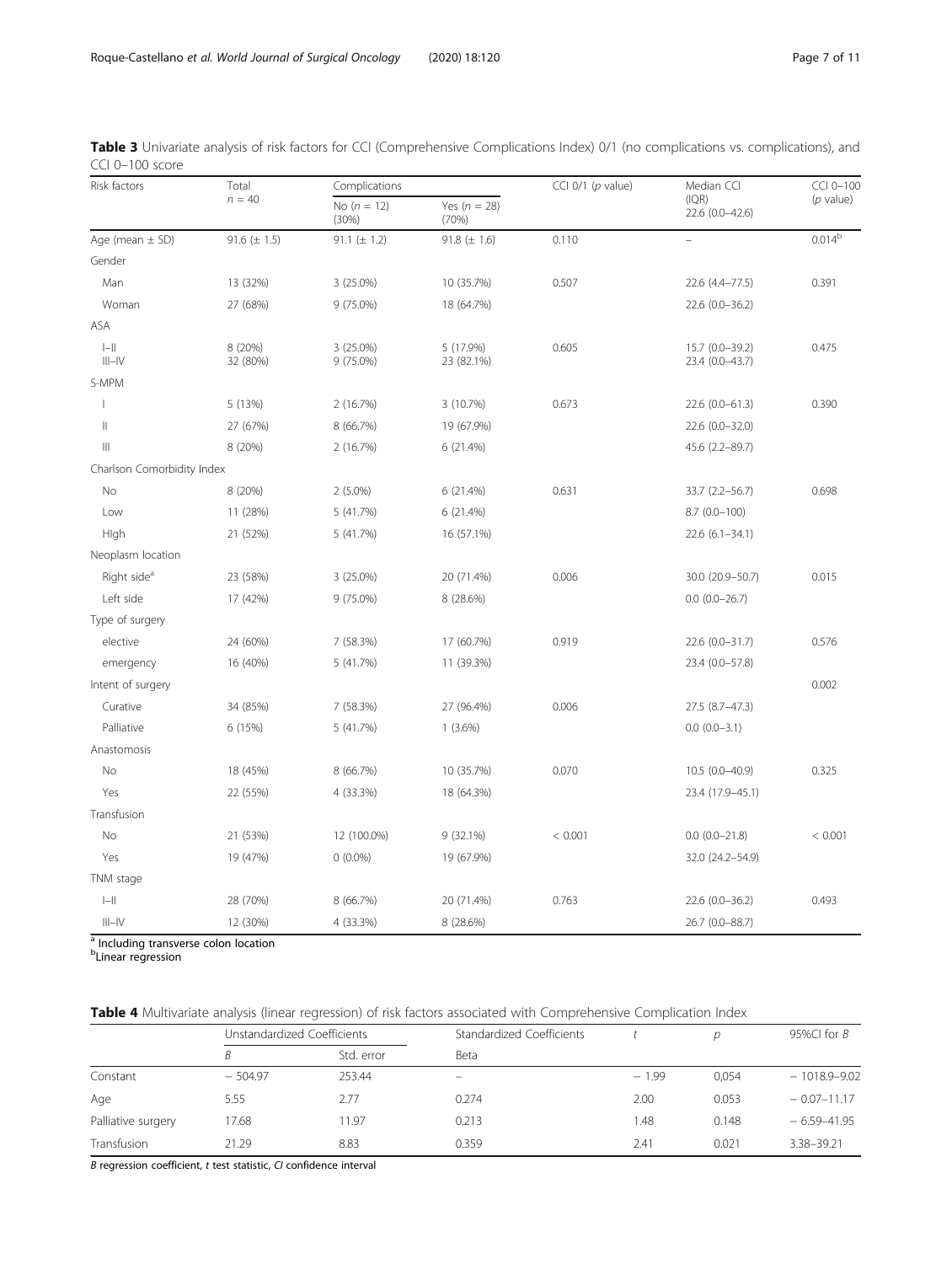**Table 3** Univariate analysis of risk factors for CCI (Comprehensive Complications Index) 0/1 (no complications vs. complications), and CCI 0–100 score

| Risk factors | Total $n = 40$ | Complications | | CCI 0/1 (*p* value) | Median CCI (IQR) 22.6 (0.0–42.6) | CCI 0–100 (*p* value) |
|---|---|---|---|---|---|---|
| | | No ($n = 12$) (30%) | Yes ($n = 28$) (70%) | | | |
| Age (mean ± SD) | 91.6 (± 1.5) | 91.1 (± 1.2) | 91.8 (± 1.6) | 0.110 | – | 0.014[b] |
| Gender | | | | | | |
| Man | 13 (32%) | 3 (25.0%) | 10 (35.7%) | 0.507 | 22.6 (4.4–77.5) | 0.391 |
| Woman | 27 (68%) | 9 (75.0%) | 18 (64.7%) | | 22.6 (0.0–36.2) | |
| ASA | | | | | | |
| I–II | 8 (20%) | 3 (25.0%) | 5 (17.9%) | 0.605 | 15.7 (0.0–39.2) | 0.475 |
| III–IV | 32 (80%) | 9 (75.0%) | 23 (82.1%) | | 23.4 (0.0–43.7) | |
| S-MPM | | | | | | |
| I | 5 (13%) | 2 (16.7%) | 3 (10.7%) | 0.673 | 22.6 (0.0–61.3) | 0.390 |
| II | 27 (67%) | 8 (66.7%) | 19 (67.9%) | | 22.6 (0.0–32.0) | |
| III | 8 (20%) | 2 (16.7%) | 6 (21.4%) | | 45.6 (2.2–89.7) | |
| Charlson Comorbidity Index | | | | | | |
| No | 8 (20%) | 2 (5.0%) | 6 (21.4%) | 0.631 | 33.7 (2.2–56.7) | 0.698 |
| Low | 11 (28%) | 5 (41.7%) | 6 (21.4%) | | 8.7 (0.0–100) | |
| HIgh | 21 (52%) | 5 (41.7%) | 16 (57.1%) | | 22.6 (6.1–34.1) | |
| Neoplasm location | | | | | | |
| Right side[a] | 23 (58%) | 3 (25.0%) | 20 (71.4%) | 0.006 | 30.0 (20.9–50.7) | 0.015 |
| Left side | 17 (42%) | 9 (75.0%) | 8 (28.6%) | | 0.0 (0.0–26.7) | |
| Type of surgery | | | | | | |
| elective | 24 (60%) | 7 (58.3%) | 17 (60.7%) | 0.919 | 22.6 (0.0–31.7) | 0.576 |
| emergency | 16 (40%) | 5 (41.7%) | 11 (39.3%) | | 23.4 (0.0–57.8) | |
| Intent of surgery | | | | | | 0.002 |
| Curative | 34 (85%) | 7 (58.3%) | 27 (96.4%) | 0.006 | 27.5 (8.7–47.3) | |
| Palliative | 6 (15%) | 5 (41.7%) | 1 (3.6%) | | 0.0 (0.0–3.1) | |
| Anastomosis | | | | | | |
| No | 18 (45%) | 8 (66.7%) | 10 (35.7%) | 0.070 | 10.5 (0.0–40.9) | 0.325 |
| Yes | 22 (55%) | 4 (33.3%) | 18 (64.3%) | | 23.4 (17.9–45.1) | |
| Transfusion | | | | | | |
| No | 21 (53%) | 12 (100.0%) | 9 (32.1%) | < 0.001 | 0.0 (0.0–21.8) | < 0.001 |
| Yes | 19 (47%) | 0 (0.0%) | 19 (67.9%) | | 32.0 (24.2–54.9) | |
| TNM stage | | | | | | |
| I–II | 28 (70%) | 8 (66.7%) | 20 (71.4%) | 0.763 | 22.6 (0.0–36.2) | 0.493 |
| III–IV | 12 (30%) | 4 (33.3%) | 8 (28.6%) | | 26.7 (0.0–88.7) | |

[a] Including transverse colon location
[b] Linear regression

**Table 4** Multivariate analysis (linear regression) of risk factors associated with Comprehensive Complication Index

| | Unstandardized Coefficients | | Standardized Coefficients | *t* | *p* | 95%CI for *B* |
|---|---|---|---|---|---|---|
| | *B* | Std. error | Beta | | | |
| Constant | − 504.97 | 253.44 | – | − 1.99 | 0,054 | − 1018.9–9.02 |
| Age | 5.55 | 2.77 | 0.274 | 2.00 | 0.053 | − 0.07–11.17 |
| Palliative surgery | 17.68 | 11.97 | 0.213 | 1.48 | 0.148 | − 6.59–41.95 |
| Transfusion | 21.29 | 8.83 | 0.359 | 2.41 | 0.021 | 3.38–39.21 |

*B* regression coefficient, *t* test statistic, *CI* confidence interval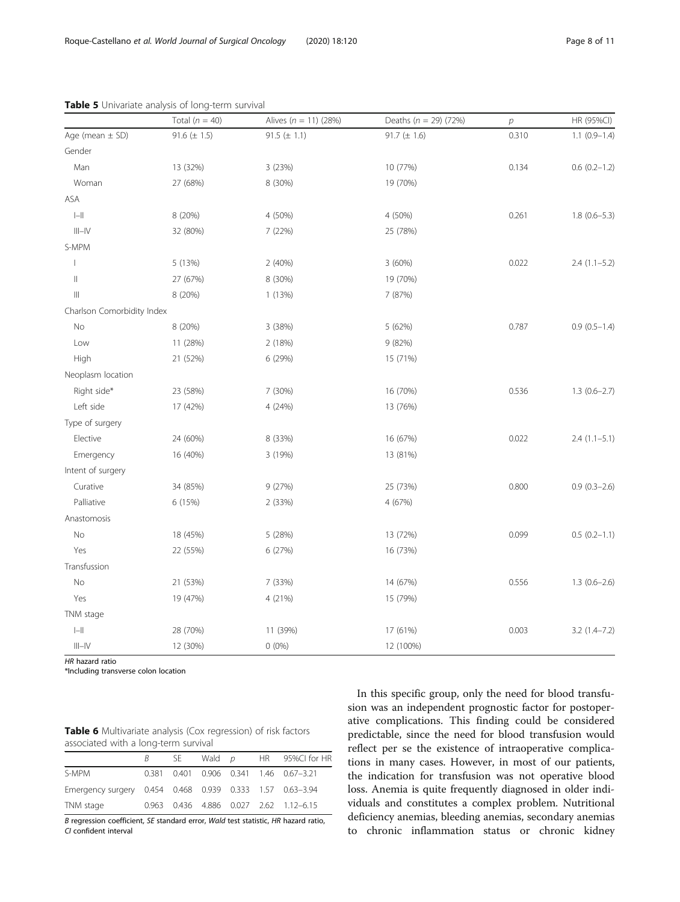**Table 5** Univariate analysis of long-term survival

| | Total ($n$ = 40) | Alives ($n$ = 11) (28%) | Deaths ($n$ = 29) (72%) | $p$ | HR (95%CI) |
|---|---|---|---|---|---|
| Age (mean ± SD) | 91.6 (± 1.5) | 91.5 (± 1.1) | 91.7 (± 1.6) | 0.310 | 1.1 (0.9–1.4) |
| Gender | | | | | |
| Man | 13 (32%) | 3 (23%) | 10 (77%) | 0.134 | 0.6 (0.2–1.2) |
| Woman | 27 (68%) | 8 (30%) | 19 (70%) | | |
| ASA | | | | | |
| I–II | 8 (20%) | 4 (50%) | 4 (50%) | 0.261 | 1.8 (0.6–5.3) |
| III–IV | 32 (80%) | 7 (22%) | 25 (78%) | | |
| S-MPM | | | | | |
| I | 5 (13%) | 2 (40%) | 3 (60%) | 0.022 | 2.4 (1.1–5.2) |
| II | 27 (67%) | 8 (30%) | 19 (70%) | | |
| III | 8 (20%) | 1 (13%) | 7 (87%) | | |
| Charlson Comorbidity Index | | | | | |
| No | 8 (20%) | 3 (38%) | 5 (62%) | 0.787 | 0.9 (0.5–1.4) |
| Low | 11 (28%) | 2 (18%) | 9 (82%) | | |
| High | 21 (52%) | 6 (29%) | 15 (71%) | | |
| Neoplasm location | | | | | |
| Right side* | 23 (58%) | 7 (30%) | 16 (70%) | 0.536 | 1.3 (0.6–2.7) |
| Left side | 17 (42%) | 4 (24%) | 13 (76%) | | |
| Type of surgery | | | | | |
| Elective | 24 (60%) | 8 (33%) | 16 (67%) | 0.022 | 2.4 (1.1–5.1) |
| Emergency | 16 (40%) | 3 (19%) | 13 (81%) | | |
| Intent of surgery | | | | | |
| Curative | 34 (85%) | 9 (27%) | 25 (73%) | 0.800 | 0.9 (0.3–2.6) |
| Palliative | 6 (15%) | 2 (33%) | 4 (67%) | | |
| Anastomosis | | | | | |
| No | 18 (45%) | 5 (28%) | 13 (72%) | 0.099 | 0.5 (0.2–1.1) |
| Yes | 22 (55%) | 6 (27%) | 16 (73%) | | |
| Transfussion | | | | | |
| No | 21 (53%) | 7 (33%) | 14 (67%) | 0.556 | 1.3 (0.6–2.6) |
| Yes | 19 (47%) | 4 (21%) | 15 (79%) | | |
| TNM stage | | | | | |
| I–II | 28 (70%) | 11 (39%) | 17 (61%) | 0.003 | 3.2 (1.4–7.2) |
| III–IV | 12 (30%) | 0 (0%) | 12 (100%) | | |

*HR* hazard ratio
*Including transverse colon location

**Table 6** Multivariate analysis (Cox regression) of risk factors associated with a long-term survival

| | B | SE | Wald | $p$ | HR | 95%CI for HR |
|---|---|---|---|---|---|---|
| S-MPM | 0.381 | 0.401 | 0.906 | 0.341 | 1.46 | 0.67–3.21 |
| Emergency surgery | 0.454 | 0.468 | 0.939 | 0.333 | 1.57 | 0.63–3.94 |
| TNM stage | 0.963 | 0.436 | 4.886 | 0.027 | 2.62 | 1.12–6.15 |

*B* regression coefficient, *SE* standard error, *Wald* test statistic, *HR* hazard ratio, *CI* confident interval

In this specific group, only the need for blood transfusion was an independent prognostic factor for postoperative complications. This finding could be considered predictable, since the need for blood transfusion would reflect per se the existence of intraoperative complications in many cases. However, in most of our patients, the indication for transfusion was not operative blood loss. Anemia is quite frequently diagnosed in older individuals and constitutes a complex problem. Nutritional deficiency anemias, bleeding anemias, secondary anemias to chronic inflammation status or chronic kidney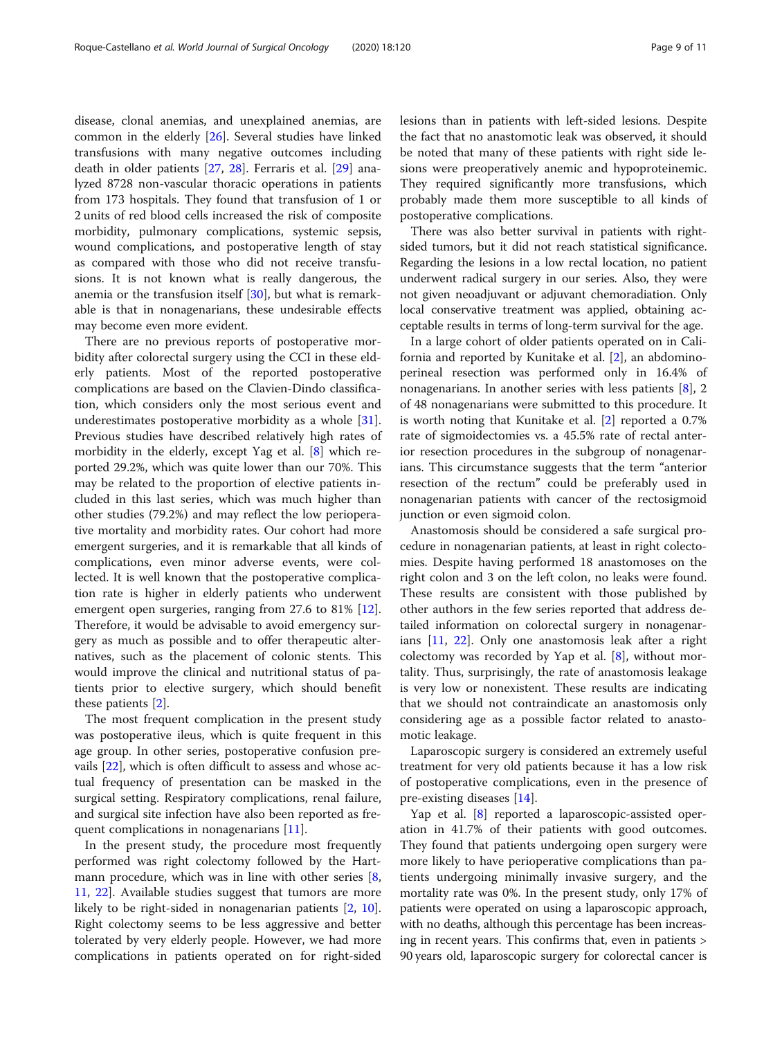disease, clonal anemias, and unexplained anemias, are common in the elderly [26]. Several studies have linked transfusions with many negative outcomes including death in older patients [27, 28]. Ferraris et al. [29] analyzed 8728 non-vascular thoracic operations in patients from 173 hospitals. They found that transfusion of 1 or 2 units of red blood cells increased the risk of composite morbidity, pulmonary complications, systemic sepsis, wound complications, and postoperative length of stay as compared with those who did not receive transfusions. It is not known what is really dangerous, the anemia or the transfusion itself [30], but what is remarkable is that in nonagenarians, these undesirable effects may become even more evident.

There are no previous reports of postoperative morbidity after colorectal surgery using the CCI in these elderly patients. Most of the reported postoperative complications are based on the Clavien-Dindo classification, which considers only the most serious event and underestimates postoperative morbidity as a whole [31]. Previous studies have described relatively high rates of morbidity in the elderly, except Yag et al. [8] which reported 29.2%, which was quite lower than our 70%. This may be related to the proportion of elective patients included in this last series, which was much higher than other studies (79.2%) and may reflect the low perioperative mortality and morbidity rates. Our cohort had more emergent surgeries, and it is remarkable that all kinds of complications, even minor adverse events, were collected. It is well known that the postoperative complication rate is higher in elderly patients who underwent emergent open surgeries, ranging from 27.6 to 81% [12]. Therefore, it would be advisable to avoid emergency surgery as much as possible and to offer therapeutic alternatives, such as the placement of colonic stents. This would improve the clinical and nutritional status of patients prior to elective surgery, which should benefit these patients [2].

The most frequent complication in the present study was postoperative ileus, which is quite frequent in this age group. In other series, postoperative confusion prevails [22], which is often difficult to assess and whose actual frequency of presentation can be masked in the surgical setting. Respiratory complications, renal failure, and surgical site infection have also been reported as frequent complications in nonagenarians [11].

In the present study, the procedure most frequently performed was right colectomy followed by the Hartmann procedure, which was in line with other series [8, 11, 22]. Available studies suggest that tumors are more likely to be right-sided in nonagenarian patients [2, 10]. Right colectomy seems to be less aggressive and better tolerated by very elderly people. However, we had more complications in patients operated on for right-sided lesions than in patients with left-sided lesions. Despite the fact that no anastomotic leak was observed, it should be noted that many of these patients with right side lesions were preoperatively anemic and hypoproteinemic. They required significantly more transfusions, which probably made them more susceptible to all kinds of postoperative complications.

There was also better survival in patients with right-sided tumors, but it did not reach statistical significance. Regarding the lesions in a low rectal location, no patient underwent radical surgery in our series. Also, they were not given neoadjuvant or adjuvant chemoradiation. Only local conservative treatment was applied, obtaining acceptable results in terms of long-term survival for the age.

In a large cohort of older patients operated on in California and reported by Kunitake et al. [2], an abdominoperineal resection was performed only in 16.4% of nonagenarians. In another series with less patients [8], 2 of 48 nonagenarians were submitted to this procedure. It is worth noting that Kunitake et al. [2] reported a 0.7% rate of sigmoidectomies vs. a 45.5% rate of rectal anterior resection procedures in the subgroup of nonagenarians. This circumstance suggests that the term "anterior resection of the rectum" could be preferably used in nonagenarian patients with cancer of the rectosigmoid junction or even sigmoid colon.

Anastomosis should be considered a safe surgical procedure in nonagenarian patients, at least in right colectomies. Despite having performed 18 anastomoses on the right colon and 3 on the left colon, no leaks were found. These results are consistent with those published by other authors in the few series reported that address detailed information on colorectal surgery in nonagenarians [11, 22]. Only one anastomosis leak after a right colectomy was recorded by Yap et al. [8], without mortality. Thus, surprisingly, the rate of anastomosis leakage is very low or nonexistent. These results are indicating that we should not contraindicate an anastomosis only considering age as a possible factor related to anastomotic leakage.

Laparoscopic surgery is considered an extremely useful treatment for very old patients because it has a low risk of postoperative complications, even in the presence of pre-existing diseases [14].

Yap et al. [8] reported a laparoscopic-assisted operation in 41.7% of their patients with good outcomes. They found that patients undergoing open surgery were more likely to have perioperative complications than patients undergoing minimally invasive surgery, and the mortality rate was 0%. In the present study, only 17% of patients were operated on using a laparoscopic approach, with no deaths, although this percentage has been increasing in recent years. This confirms that, even in patients > 90 years old, laparoscopic surgery for colorectal cancer is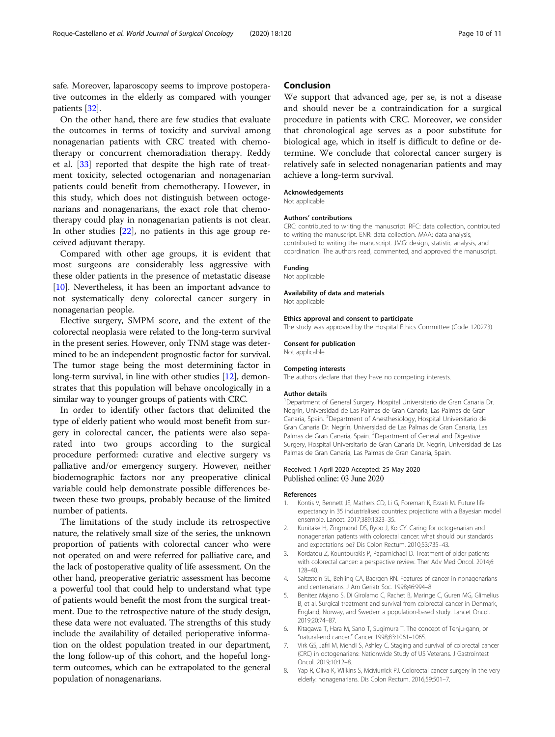safe. Moreover, laparoscopy seems to improve postoperative outcomes in the elderly as compared with younger patients [32].

On the other hand, there are few studies that evaluate the outcomes in terms of toxicity and survival among nonagenarian patients with CRC treated with chemotherapy or concurrent chemoradiation therapy. Reddy et al. [33] reported that despite the high rate of treatment toxicity, selected octogenarian and nonagenarian patients could benefit from chemotherapy. However, in this study, which does not distinguish between octogenarians and nonagenarians, the exact role that chemotherapy could play in nonagenarian patients is not clear. In other studies [22], no patients in this age group received adjuvant therapy.

Compared with other age groups, it is evident that most surgeons are considerably less aggressive with these older patients in the presence of metastatic disease [10]. Nevertheless, it has been an important advance to not systematically deny colorectal cancer surgery in nonagenarian people.

Elective surgery, SMPM score, and the extent of the colorectal neoplasia were related to the long-term survival in the present series. However, only TNM stage was determined to be an independent prognostic factor for survival. The tumor stage being the most determining factor in long-term survival, in line with other studies [12], demonstrates that this population will behave oncologically in a similar way to younger groups of patients with CRC.

In order to identify other factors that delimited the type of elderly patient who would most benefit from surgery in colorectal cancer, the patients were also separated into two groups according to the surgical procedure performed: curative and elective surgery vs palliative and/or emergency surgery. However, neither biodemographic factors nor any preoperative clinical variable could help demonstrate possible differences between these two groups, probably because of the limited number of patients.

The limitations of the study include its retrospective nature, the relatively small size of the series, the unknown proportion of patients with colorectal cancer who were not operated on and were referred for palliative care, and the lack of postoperative quality of life assessment. On the other hand, preoperative geriatric assessment has become a powerful tool that could help to understand what type of patients would benefit the most from the surgical treatment. Due to the retrospective nature of the study design, these data were not evaluated. The strengths of this study include the availability of detailed perioperative information on the oldest population treated in our department, the long follow-up of this cohort, and the hopeful long-term outcomes, which can be extrapolated to the general population of nonagenarians.

## Conclusion

We support that advanced age, per se, is not a disease and should never be a contraindication for a surgical procedure in patients with CRC. Moreover, we consider that chronological age serves as a poor substitute for biological age, which in itself is difficult to define or determine. We conclude that colorectal cancer surgery is relatively safe in selected nonagenarian patients and may achieve a long-term survival.

#### Acknowledgements
Not applicable

#### Authors' contributions
CRC: contributed to writing the manuscript. RFC: data collection, contributed to writing the manuscript. ENR: data collection. MAA: data analysis, contributed to writing the manuscript. JMG: design, statistic analysis, and coordination. The authors read, commented, and approved the manuscript.

#### Funding
Not applicable

#### Availability of data and materials
Not applicable

#### Ethics approval and consent to participate
The study was approved by the Hospital Ethics Committee (Code 120273).

#### Consent for publication
Not applicable

#### Competing interests
The authors declare that they have no competing interests.

#### Author details
[1]Department of General Surgery, Hospital Universitario de Gran Canaria Dr. Negrín, Universidad de Las Palmas de Gran Canaria, Las Palmas de Gran Canaria, Spain. [2]Department of Anesthesiology, Hospital Universitario de Gran Canaria Dr. Negrín, Universidad de Las Palmas de Gran Canaria, Las Palmas de Gran Canaria, Spain. [3]Department of General and Digestive Surgery, Hospital Universitario de Gran Canaria Dr. Negrín, Universidad de Las Palmas de Gran Canaria, Las Palmas de Gran Canaria, Spain.

Received: 1 April 2020 Accepted: 25 May 2020
Published online: 03 June 2020

## References

1. Kontis V, Bennett JE, Mathers CD, Li G, Foreman K, Ezzati M. Future life expectancy in 35 industrialised countries: projections with a Bayesian model ensemble. Lancet. 2017;389:1323–35.
2. Kunitake H, Zingmond DS, Ryoo J, Ko CY. Caring for octogenarian and nonagenarian patients with colorectal cancer: what should our standards and expectations be? Dis Colon Rectum. 2010;53:735–43.
3. Kordatou Z, Kountourakis P, Papamichael D. Treatment of older patients with colorectal cancer: a perspective review. Ther Adv Med Oncol. 2014;6:128–40.
4. Saltzstein SL, Behling CA, Baergen RN. Features of cancer in nonagenarians and centenarians. J Am Geriatr Soc. 1998;46:994–8.
5. Benitez Majano S, Di Girolamo C, Rachet B, Maringe C, Guren MG, Glimelius B, et al. Surgical treatment and survival from colorectal cancer in Denmark, England, Norway, and Sweden: a population-based study. Lancet Oncol. 2019;20:74–87.
6. Kitagawa T, Hara M, Sano T, Sugimura T. The concept of Tenju-gann, or "natural-end cancer." Cancer 1998;83:1061–1065.
7. Virk GS, Jafri M, Mehdi S, Ashley C. Staging and survival of colorectal cancer (CRC) in octogenarians: Nationwide Study of US Veterans. J Gastrointest Oncol. 2019;10:12–8.
8. Yap R, Oliva K, Wilkins S, McMurrick PJ. Colorectal cancer surgery in the very elderly: nonagenarians. Dis Colon Rectum. 2016;59:501–7.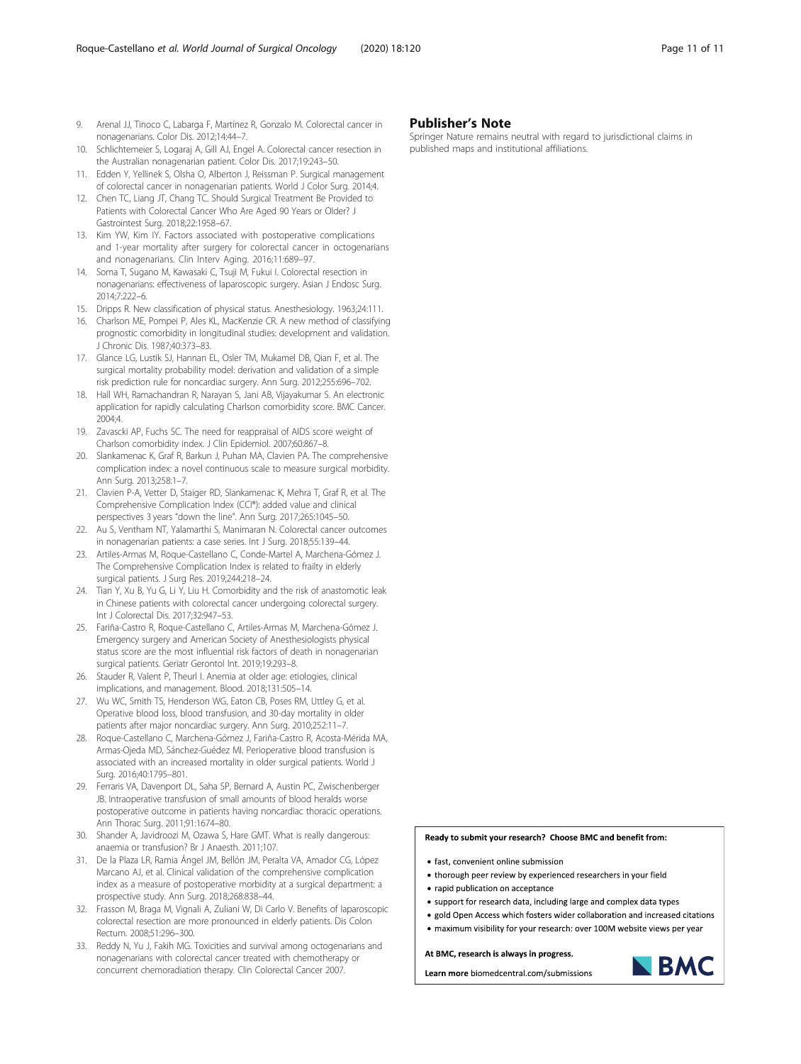9. Arenal JJ, Tinoco C, Labarga F, Martínez R, Gonzalo M. Colorectal cancer in nonagenarians. Color Dis. 2012;14:44–7.
10. Schlichtemeier S, Logaraj A, Gill AJ, Engel A. Colorectal cancer resection in the Australian nonagenarian patient. Color Dis. 2017;19:243–50.
11. Edden Y, Yellinek S, Olsha O, Alberton J, Reissman P. Surgical management of colorectal cancer in nonagenarian patients. World J Color Surg. 2014;4.
12. Chen TC, Liang JT, Chang TC. Should Surgical Treatment Be Provided to Patients with Colorectal Cancer Who Are Aged 90 Years or Older? J Gastrointest Surg. 2018;22:1958–67.
13. Kim YW, Kim IY. Factors associated with postoperative complications and 1-year mortality after surgery for colorectal cancer in octogenarians and nonagenarians. Clin Interv Aging. 2016;11:689–97.
14. Soma T, Sugano M, Kawasaki C, Tsuji M, Fukui I. Colorectal resection in nonagenarians: effectiveness of laparoscopic surgery. Asian J Endosc Surg. 2014;7:222–6.
15. Dripps R. New classification of physical status. Anesthesiology. 1963;24:111.
16. Charlson ME, Pompei P, Ales KL, MacKenzie CR. A new method of classifying prognostic comorbidity in longitudinal studies: development and validation. J Chronic Dis. 1987;40:373–83.
17. Glance LG, Lustik SJ, Hannan EL, Osler TM, Mukamel DB, Qian F, et al. The surgical mortality probability model: derivation and validation of a simple risk prediction rule for noncardiac surgery. Ann Surg. 2012;255:696–702.
18. Hall WH, Ramachandran R, Narayan S, Jani AB, Vijayakumar S. An electronic application for rapidly calculating Charlson comorbidity score. BMC Cancer. 2004;4.
19. Zavascki AP, Fuchs SC. The need for reappraisal of AIDS score weight of Charlson comorbidity index. J Clin Epidemiol. 2007;60:867–8.
20. Slankamenac K, Graf R, Barkun J, Puhan MA, Clavien PA. The comprehensive complication index: a novel continuous scale to measure surgical morbidity. Ann Surg. 2013;258:1–7.
21. Clavien P-A, Vetter D, Staiger RD, Slankamenac K, Mehra T, Graf R, et al. The Comprehensive Complication Index (CCI®): added value and clinical perspectives 3 years "down the line". Ann Surg. 2017;265:1045–50.
22. Au S, Ventham NT, Yalamarthi S, Manimaran N. Colorectal cancer outcomes in nonagenarian patients: a case series. Int J Surg. 2018;55:139–44.
23. Artiles-Armas M, Roque-Castellano C, Conde-Martel A, Marchena-Gómez J. The Comprehensive Complication Index is related to frailty in elderly surgical patients. J Surg Res. 2019;244:218–24.
24. Tian Y, Xu B, Yu G, Li Y, Liu H. Comorbidity and the risk of anastomotic leak in Chinese patients with colorectal cancer undergoing colorectal surgery. Int J Colorectal Dis. 2017;32:947–53.
25. Fariña-Castro R, Roque-Castellano C, Artiles-Armas M, Marchena-Gómez J. Emergency surgery and American Society of Anesthesiologists physical status score are the most influential risk factors of death in nonagenarian surgical patients. Geriatr Gerontol Int. 2019;19:293–8.
26. Stauder R, Valent P, Theurl I. Anemia at older age: etiologies, clinical implications, and management. Blood. 2018;131:505–14.
27. Wu WC, Smith TS, Henderson WG, Eaton CB, Poses RM, Uttley G, et al. Operative blood loss, blood transfusion, and 30-day mortality in older patients after major noncardiac surgery. Ann Surg. 2010;252:11–7.
28. Roque-Castellano C, Marchena-Gómez J, Fariña-Castro R, Acosta-Mérida MA, Armas-Ojeda MD, Sánchez-Guédez MI. Perioperative blood transfusion is associated with an increased mortality in older surgical patients. World J Surg. 2016;40:1795–801.
29. Ferraris VA, Davenport DL, Saha SP, Bernard A, Austin PC, Zwischenberger JB. Intraoperative transfusion of small amounts of blood heralds worse postoperative outcome in patients having noncardiac thoracic operations. Ann Thorac Surg. 2011;91:1674–80.
30. Shander A, Javidroozi M, Ozawa S, Hare GMT. What is really dangerous: anaemia or transfusion? Br J Anaesth. 2011;107.
31. De la Plaza LR, Ramia Ángel JM, Bellón JM, Peralta VA, Amador CG, López Marcano AJ, et al. Clinical validation of the comprehensive complication index as a measure of postoperative morbidity at a surgical department: a prospective study. Ann Surg. 2018;268:838–44.
32. Frasson M, Braga M, Vignali A, Zuliani W, Di Carlo V. Benefits of laparoscopic colorectal resection are more pronounced in elderly patients. Dis Colon Rectum. 2008;51:296–300.
33. Reddy N, Yu J, Fakih MG. Toxicities and survival among octogenarians and nonagenarians with colorectal cancer treated with chemotherapy or concurrent chemoradiation therapy. Clin Colorectal Cancer 2007.

## Publisher's Note

Springer Nature remains neutral with regard to jurisdictional claims in published maps and institutional affiliations.

**Ready to submit your research? Choose BMC and benefit from:**

- fast, convenient online submission
- thorough peer review by experienced researchers in your field
- rapid publication on acceptance
- support for research data, including large and complex data types
- gold Open Access which fosters wider collaboration and increased citations
- maximum visibility for your research: over 100M website views per year

**At BMC, research is always in progress.**

**Learn more** biomedcentral.com/submissions

BMC